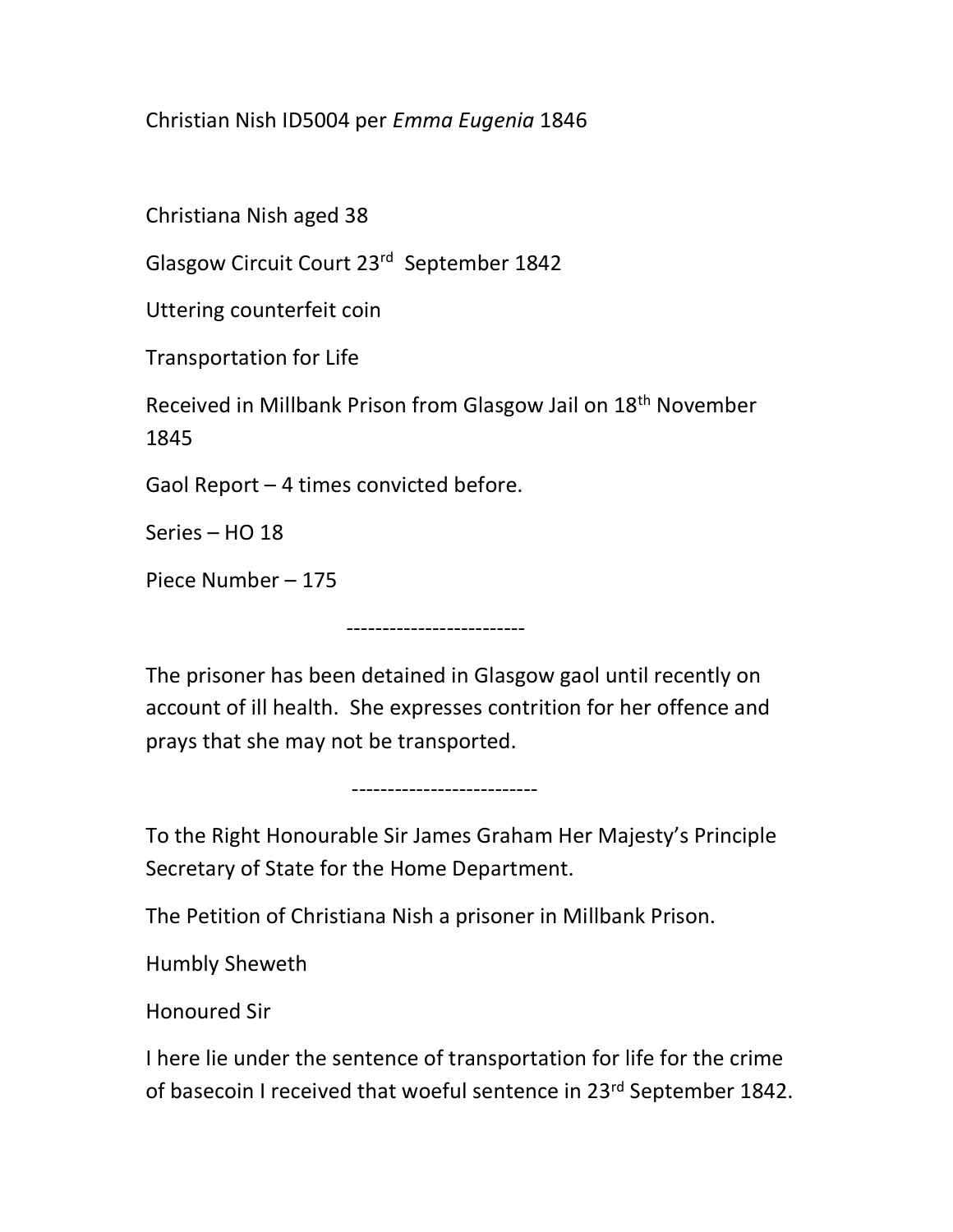Christian Nish ID5004 per *Emma Eugenia* 1846

Christiana Nish aged 38

Glasgow Circuit Court 23rd September 1842

Uttering counterfeit coin

Transportation for Life

Received in Millbank Prison from Glasgow Jail on 18th November 1845

Gaol Report – 4 times convicted before.

Series – HO 18

Piece Number – 175

-------------------------

The prisoner has been detained in Glasgow gaol until recently on account of ill health. She expresses contrition for her offence and prays that she may not be transported.

--------------------------

To the Right Honourable Sir James Graham Her Majesty's Principle Secretary of State for the Home Department.

The Petition of Christiana Nish a prisoner in Millbank Prison.

Humbly Sheweth

Honoured Sir

I here lie under the sentence of transportation for life for the crime of basecoin I received that woeful sentence in 23rd September 1842.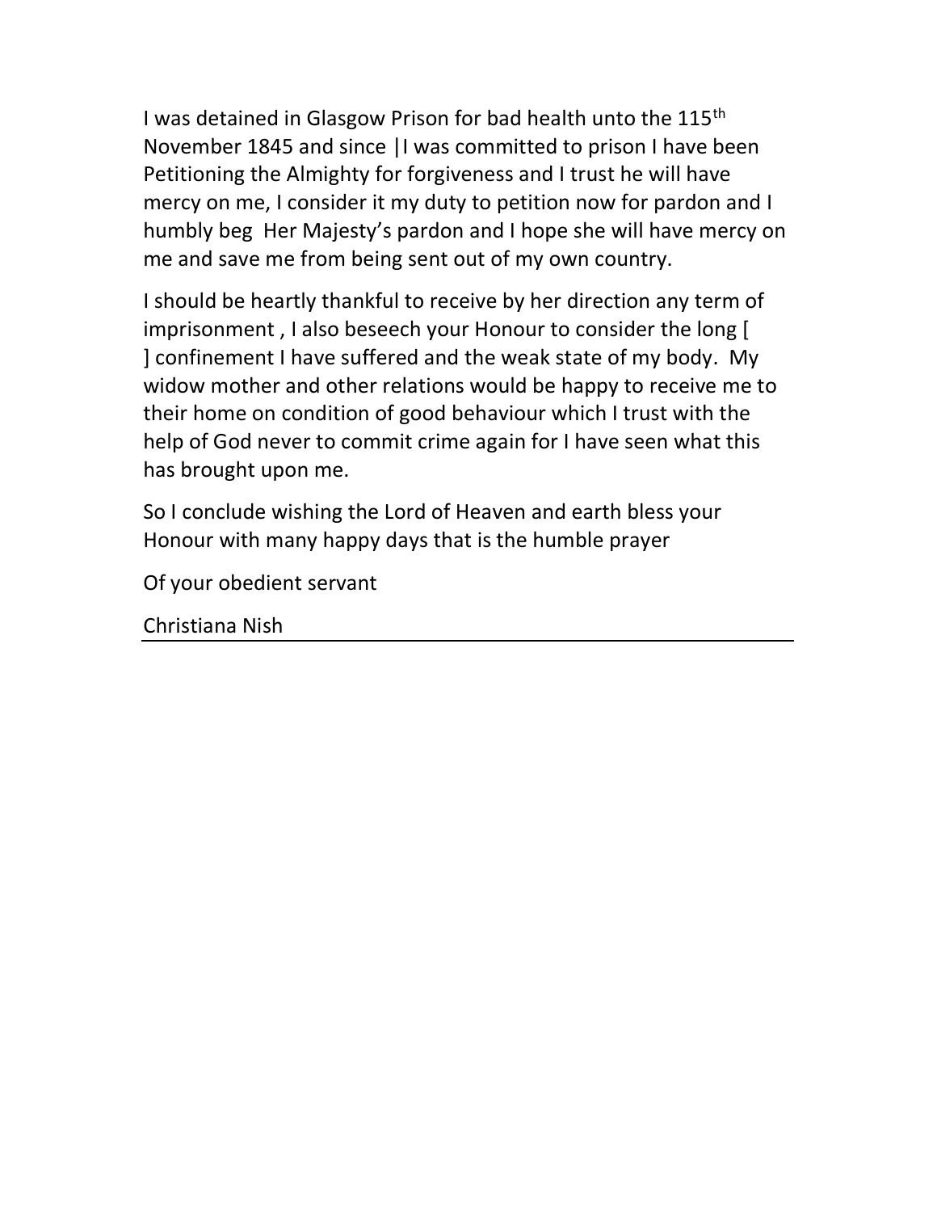I was detained in Glasgow Prison for bad health unto the 115th November 1845 and since |I was committed to prison I have been Petitioning the Almighty for forgiveness and I trust he will have mercy on me, I consider it my duty to petition now for pardon and I humbly beg Her Majesty's pardon and I hope she will have mercy on me and save me from being sent out of my own country.

I should be heartly thankful to receive by her direction any term of imprisonment , I also beseech your Honour to consider the long [ ] confinement I have suffered and the weak state of my body. My widow mother and other relations would be happy to receive me to their home on condition of good behaviour which I trust with the help of God never to commit crime again for I have seen what this has brought upon me.

So I conclude wishing the Lord of Heaven and earth bless your Honour with many happy days that is the humble prayer

Of your obedient servant

Christiana Nish